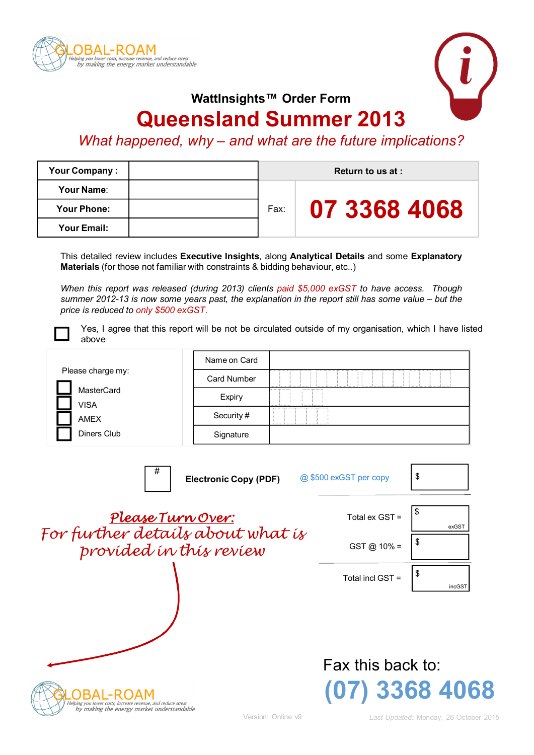GLOBAL-ROAM
Helping you lower costs, increase revenue, and reduce stress
by making the energy market understandable

### WattInsights™ Order Form

# Queensland Summer 2013

*What happened, why – and what are the future implications?*

| Your Company : | | Return to us at : | |
|---|---|---|---|
| Your Name: | | Fax: | **07 3368 4068** |
| Your Phone: | | | |
| Your Email: | | | |

This detailed review includes **Executive Insights**, along **Analytical Details** and some **Explanatory Materials** (for those not familiar with constraints & bidding behaviour, etc..)

*When this report was released (during 2013) clients paid $5,000 exGST to have access. Though summer 2012-13 is now some years past, the explanation in the report still has some value – but the price is reduced to only $500 exGST.*

☐ Yes, I agree that this report will be not be circulated outside of my organisation, which I have listed above

Please charge my:

- ☐ MasterCard
- ☐ VISA
- ☐ AMEX
- ☐ Diners Club

| Name on Card | |
|---|---|
| Card Number | |
| Expiry | |
| Security # | |
| Signature | |

| # | Electronic Copy (PDF) | @ $500 exGST per copy | $ |
|---|---|---|---|
| | | Total ex GST = | $ exGST |
| | | GST @ 10% = | $ |
| | | Total incl GST = | $ incGST |

*Please Turn Over:*
*For further details about what is provided in this review*

Fax this back to:
**(07) 3368 4068**

GLOBAL-ROAM
Helping you lower costs, increase revenue, and reduce stress
by making the energy market understandable

Version: Online v9

*Last Updated:* Monday, 26 October 2015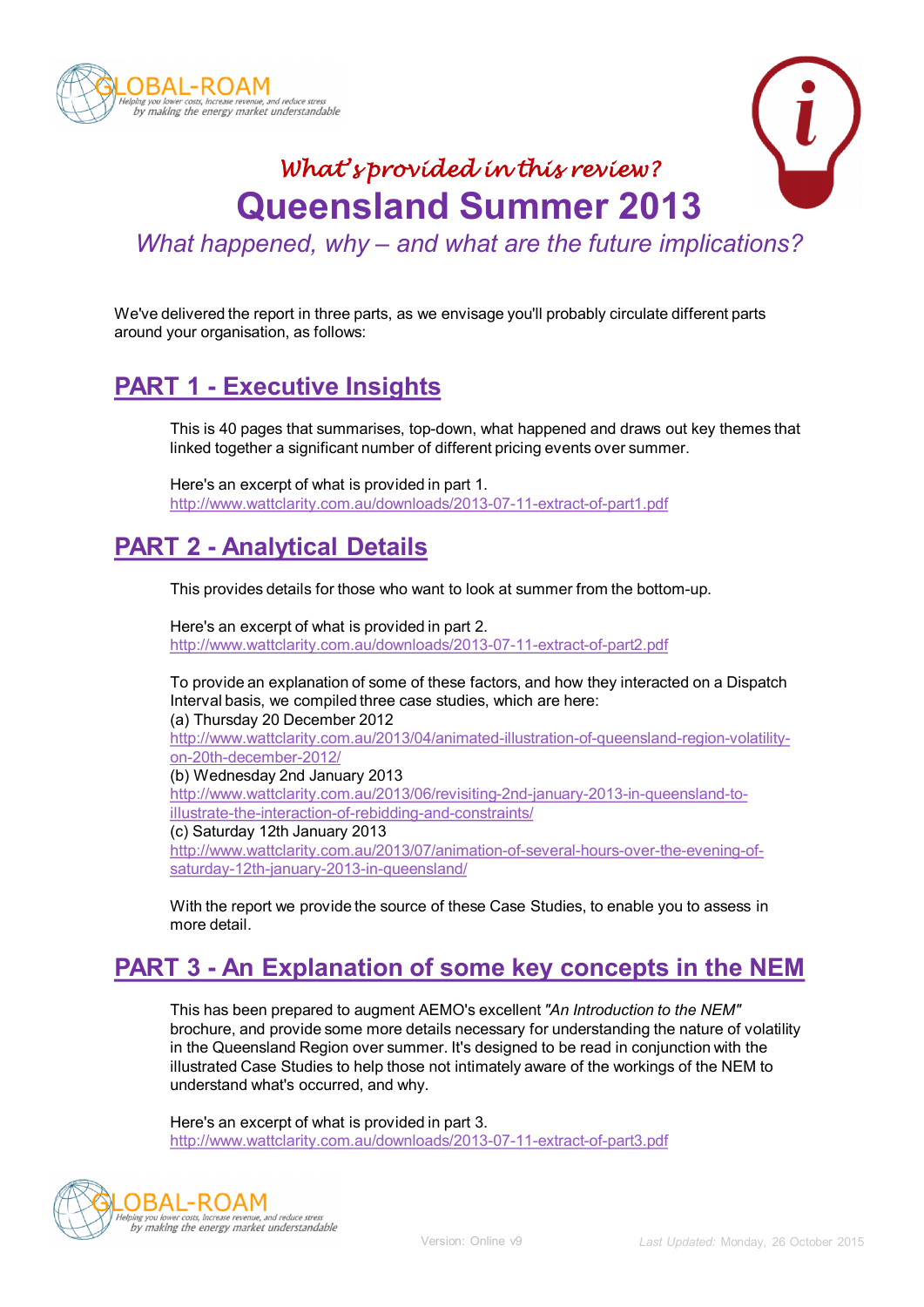*What's provided in this review?*

# Queensland Summer 2013

*What happened, why – and what are the future implications?*

We've delivered the report in three parts, as we envisage you'll probably circulate different parts around your organisation, as follows:

## PART 1 - Executive Insights

This is 40 pages that summarises, top-down, what happened and draws out key themes that linked together a significant number of different pricing events over summer.

Here's an excerpt of what is provided in part 1.
http://www.wattclarity.com.au/downloads/2013-07-11-extract-of-part1.pdf

## PART 2 - Analytical Details

This provides details for those who want to look at summer from the bottom-up.

Here's an excerpt of what is provided in part 2.
http://www.wattclarity.com.au/downloads/2013-07-11-extract-of-part2.pdf

To provide an explanation of some of these factors, and how they interacted on a Dispatch Interval basis, we compiled three case studies, which are here:
(a) Thursday 20 December 2012
http://www.wattclarity.com.au/2013/04/animated-illustration-of-queensland-region-volatility-on-20th-december-2012/
(b) Wednesday 2nd January 2013
http://www.wattclarity.com.au/2013/06/revisiting-2nd-january-2013-in-queensland-to-illustrate-the-interaction-of-rebidding-and-constraints/
(c) Saturday 12th January 2013
http://www.wattclarity.com.au/2013/07/animation-of-several-hours-over-the-evening-of-saturday-12th-january-2013-in-queensland/

With the report we provide the source of these Case Studies, to enable you to assess in more detail.

## PART 3 - An Explanation of some key concepts in the NEM

This has been prepared to augment AEMO's excellent *"An Introduction to the NEM"* brochure, and provide some more details necessary for understanding the nature of volatility in the Queensland Region over summer. It's designed to be read in conjunction with the illustrated Case Studies to help those not intimately aware of the workings of the NEM to understand what's occurred, and why.

Here's an excerpt of what is provided in part 3.
http://www.wattclarity.com.au/downloads/2013-07-11-extract-of-part3.pdf